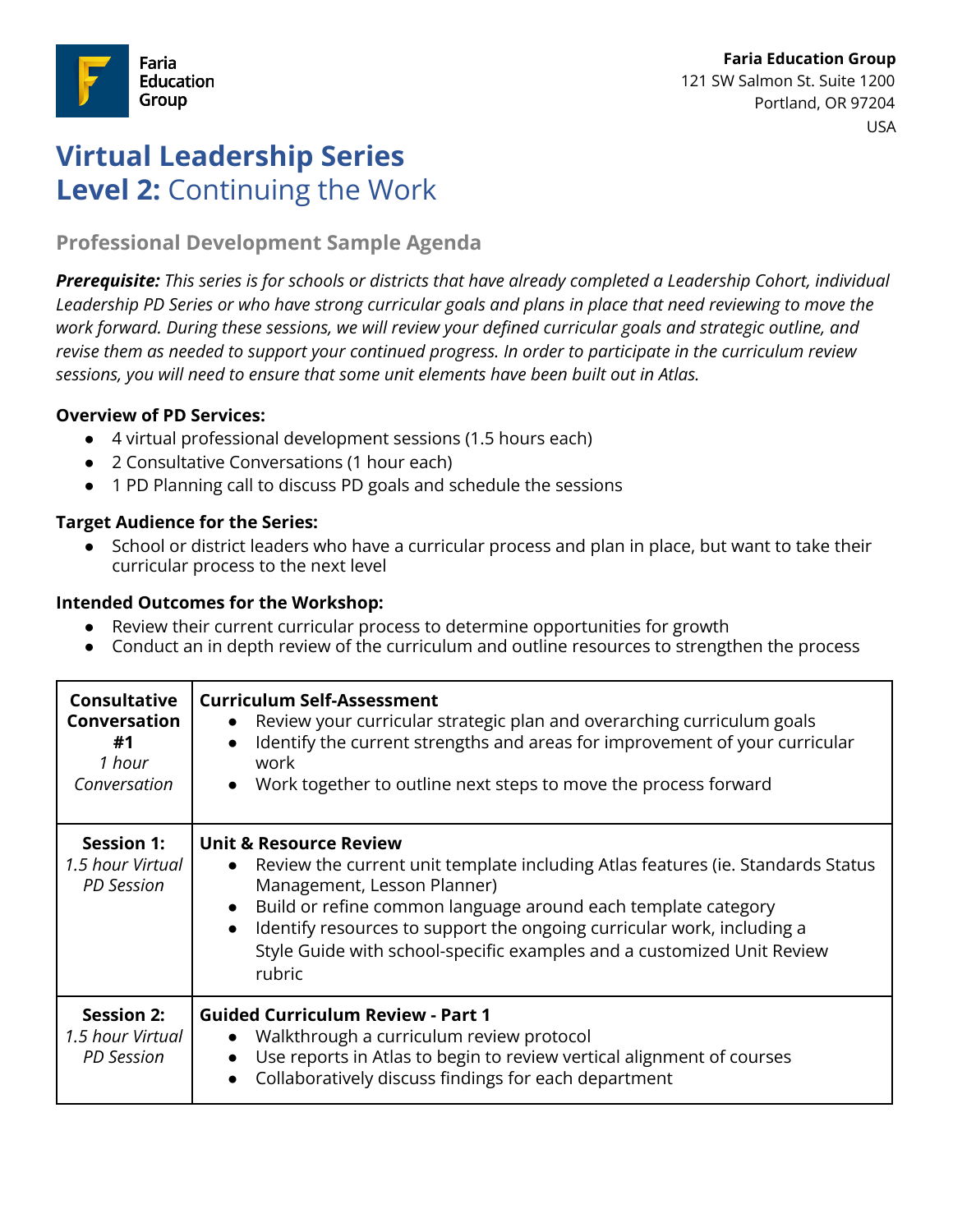Faria Education Group

**Faria Education Group**
121 SW Salmon St. Suite 1200
Portland, OR 97204
USA

# Virtual Leadership Series
# Level 2: Continuing the Work

## Professional Development Sample Agenda

***Prerequisite:*** *This series is for schools or districts that have already completed a Leadership Cohort, individual Leadership PD Series or who have strong curricular goals and plans in place that need reviewing to move the work forward. During these sessions, we will review your defined curricular goals and strategic outline, and revise them as needed to support your continued progress. In order to participate in the curriculum review sessions, you will need to ensure that some unit elements have been built out in Atlas.*

**Overview of PD Services:**

- 4 virtual professional development sessions (1.5 hours each)
- 2 Consultative Conversations (1 hour each)
- 1 PD Planning call to discuss PD goals and schedule the sessions

**Target Audience for the Series:**

- School or district leaders who have a curricular process and plan in place, but want to take their curricular process to the next level

**Intended Outcomes for the Workshop:**

- Review their current curricular process to determine opportunities for growth
- Conduct an in depth review of the curriculum and outline resources to strengthen the process

| | |
|---|---|
| **Consultative Conversation #1** *1 hour Conversation* | **Curriculum Self-Assessment**<br>• Review your curricular strategic plan and overarching curriculum goals<br>• Identify the current strengths and areas for improvement of your curricular work<br>• Work together to outline next steps to move the process forward |
| **Session 1:** *1.5 hour Virtual PD Session* | **Unit & Resource Review**<br>• Review the current unit template including Atlas features (ie. Standards Status Management, Lesson Planner)<br>• Build or refine common language around each template category<br>• Identify resources to support the ongoing curricular work, including a Style Guide with school-specific examples and a customized Unit Review rubric |
| **Session 2:** *1.5 hour Virtual PD Session* | **Guided Curriculum Review - Part 1**<br>• Walkthrough a curriculum review protocol<br>• Use reports in Atlas to begin to review vertical alignment of courses<br>• Collaboratively discuss findings for each department |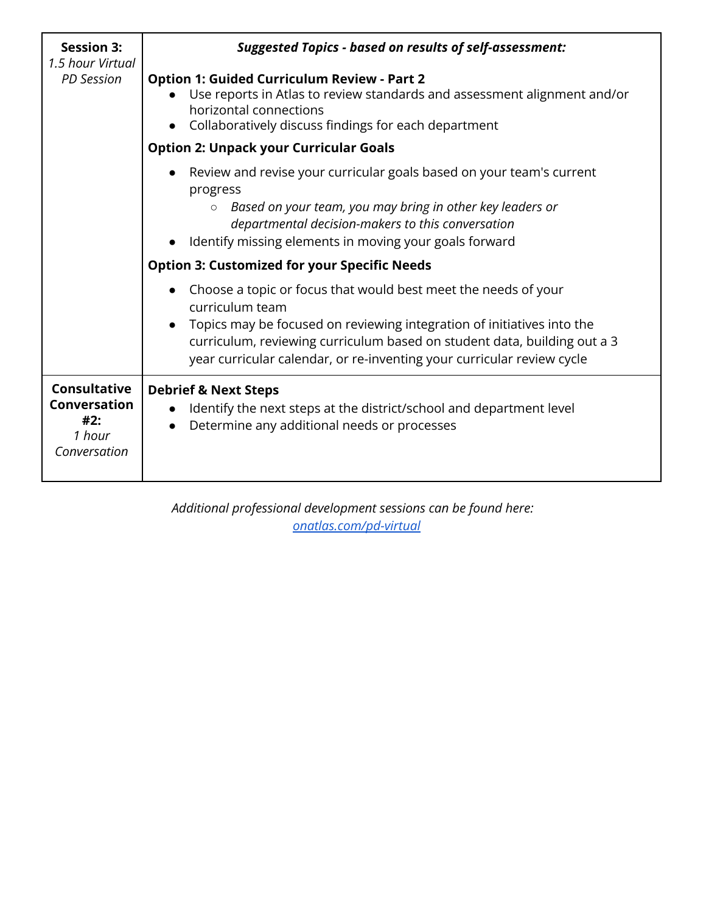| | |
|---|---|
| **Session 3:** *1.5 hour Virtual PD Session* | ***Suggested Topics - based on results of self-assessment:*** <br><br> **Option 1: Guided Curriculum Review - Part 2** <br> • Use reports in Atlas to review standards and assessment alignment and/or horizontal connections <br> • Collaboratively discuss findings for each department <br><br> **Option 2: Unpack your Curricular Goals** <br> • Review and revise your curricular goals based on your team's current progress <br> &nbsp;&nbsp;&nbsp;&nbsp;○ *Based on your team, you may bring in other key leaders or departmental decision-makers to this conversation* <br> • Identify missing elements in moving your goals forward <br><br> **Option 3: Customized for your Specific Needs** <br> • Choose a topic or focus that would best meet the needs of your curriculum team <br> • Topics may be focused on reviewing integration of initiatives into the curriculum, reviewing curriculum based on student data, building out a 3 year curricular calendar, or re-inventing your curricular review cycle |
| **Consultative Conversation #2:** *1 hour Conversation* | **Debrief & Next Steps** <br> • Identify the next steps at the district/school and department level <br> • Determine any additional needs or processes |

*Additional professional development sessions can be found here:*
*[onatlas.com/pd-virtual](onatlas.com/pd-virtual)*